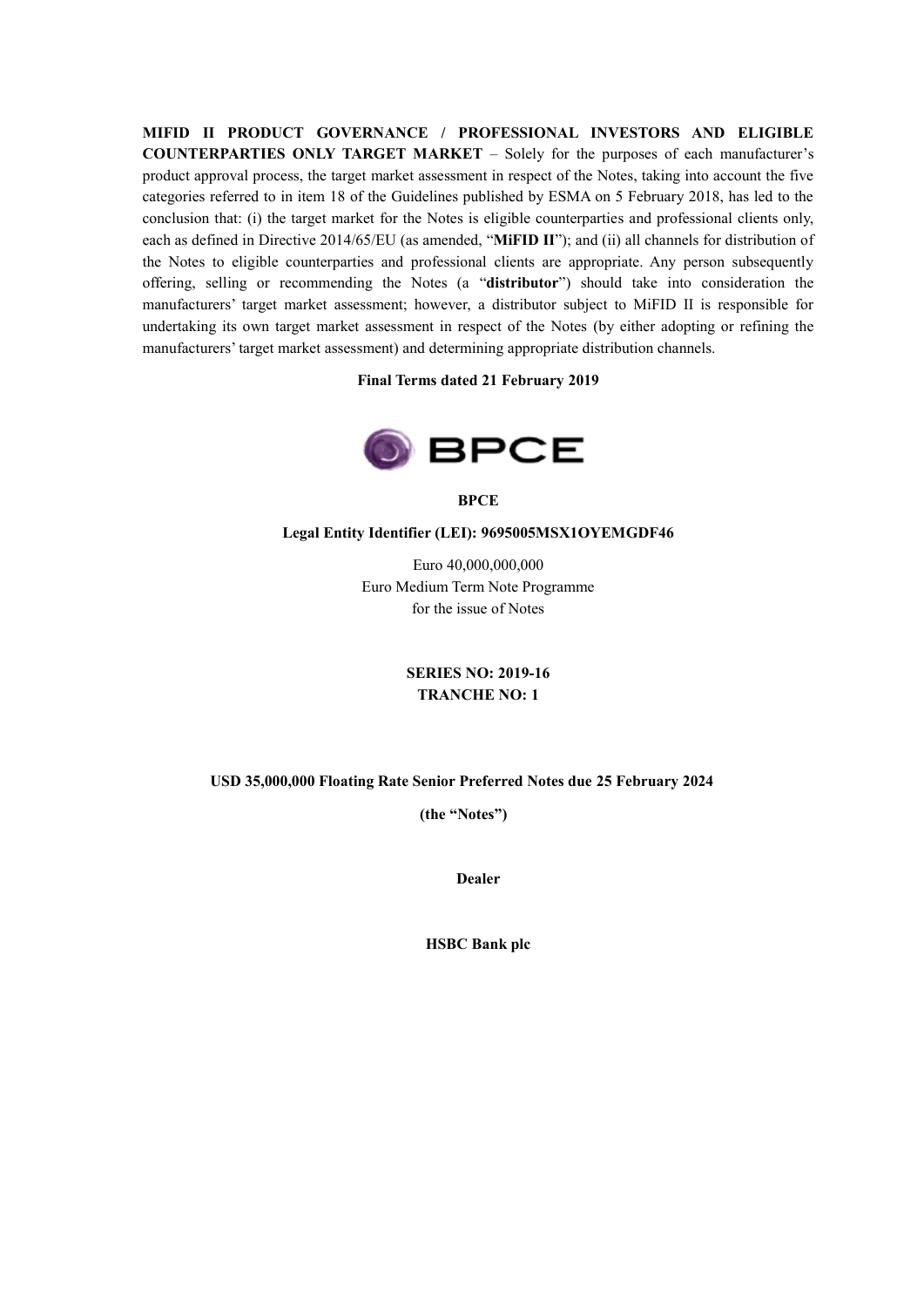**MIFID II PRODUCT GOVERNANCE / PROFESSIONAL INVESTORS AND ELIGIBLE COUNTERPARTIES ONLY TARGET MARKET** – Solely for the purposes of each manufacturer's product approval process, the target market assessment in respect of the Notes, taking into account the five categories referred to in item 18 of the Guidelines published by ESMA on 5 February 2018, has led to the conclusion that: (i) the target market for the Notes is eligible counterparties and professional clients only, each as defined in Directive 2014/65/EU (as amended, "**MiFID II**"); and (ii) all channels for distribution of the Notes to eligible counterparties and professional clients are appropriate. Any person subsequently offering, selling or recommending the Notes (a "**distributor**") should take into consideration the manufacturers' target market assessment; however, a distributor subject to MiFID II is responsible for undertaking its own target market assessment in respect of the Notes (by either adopting or refining the manufacturers' target market assessment) and determining appropriate distribution channels.

**Final Terms dated 21 February 2019**

BPCE

**BPCE**

**Legal Entity Identifier (LEI): 9695005MSX1OYEMGDF46**

Euro 40,000,000,000
Euro Medium Term Note Programme
for the issue of Notes

**SERIES NO: 2019-16**
**TRANCHE NO: 1**

**USD 35,000,000 Floating Rate Senior Preferred Notes due 25 February 2024**

**(the "Notes")**

**Dealer**

**HSBC Bank plc**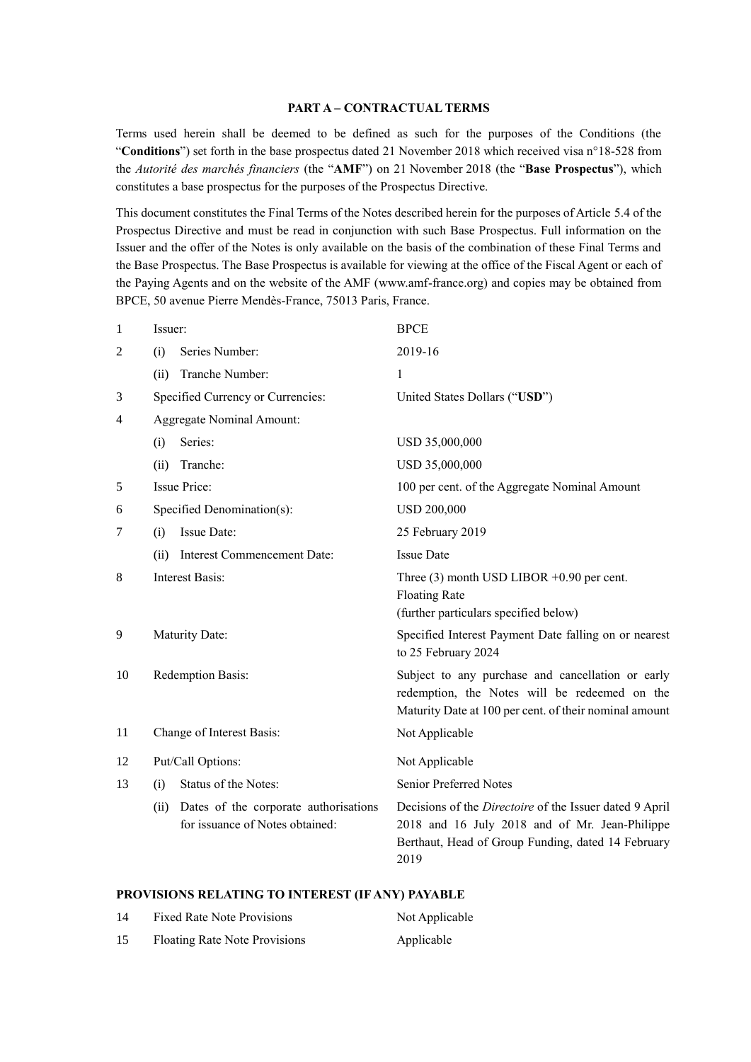## PART A – CONTRACTUAL TERMS

Terms used herein shall be deemed to be defined as such for the purposes of the Conditions (the "**Conditions**") set forth in the base prospectus dated 21 November 2018 which received visa n°18-528 from the *Autorité des marchés financiers* (the "**AMF**") on 21 November 2018 (the "**Base Prospectus**"), which constitutes a base prospectus for the purposes of the Prospectus Directive.

This document constitutes the Final Terms of the Notes described herein for the purposes of Article 5.4 of the Prospectus Directive and must be read in conjunction with such Base Prospectus. Full information on the Issuer and the offer of the Notes is only available on the basis of the combination of these Final Terms and the Base Prospectus. The Base Prospectus is available for viewing at the office of the Fiscal Agent or each of the Paying Agents and on the website of the AMF (www.amf-france.org) and copies may be obtained from BPCE, 50 avenue Pierre Mendès-France, 75013 Paris, France.

| | | |
|---|---|---|
| 1 | Issuer: | BPCE |
| 2 | (i) Series Number: | 2019-16 |
| | (ii) Tranche Number: | 1 |
| 3 | Specified Currency or Currencies: | United States Dollars ("**USD**") |
| 4 | Aggregate Nominal Amount: | |
| | (i) Series: | USD 35,000,000 |
| | (ii) Tranche: | USD 35,000,000 |
| 5 | Issue Price: | 100 per cent. of the Aggregate Nominal Amount |
| 6 | Specified Denomination(s): | USD 200,000 |
| 7 | (i) Issue Date: | 25 February 2019 |
| | (ii) Interest Commencement Date: | Issue Date |
| 8 | Interest Basis: | Three (3) month USD LIBOR +0.90 per cent. Floating Rate (further particulars specified below) |
| 9 | Maturity Date: | Specified Interest Payment Date falling on or nearest to 25 February 2024 |
| 10 | Redemption Basis: | Subject to any purchase and cancellation or early redemption, the Notes will be redeemed on the Maturity Date at 100 per cent. of their nominal amount |
| 11 | Change of Interest Basis: | Not Applicable |
| 12 | Put/Call Options: | Not Applicable |
| 13 | (i) Status of the Notes: | Senior Preferred Notes |
| | (ii) Dates of the corporate authorisations for issuance of Notes obtained: | Decisions of the *Directoire* of the Issuer dated 9 April 2018 and 16 July 2018 and of Mr. Jean-Philippe Berthaut, Head of Group Funding, dated 14 February 2019 |

### PROVISIONS RELATING TO INTEREST (IF ANY) PAYABLE

| | | |
|---|---|---|
| 14 | Fixed Rate Note Provisions | Not Applicable |
| 15 | Floating Rate Note Provisions | Applicable |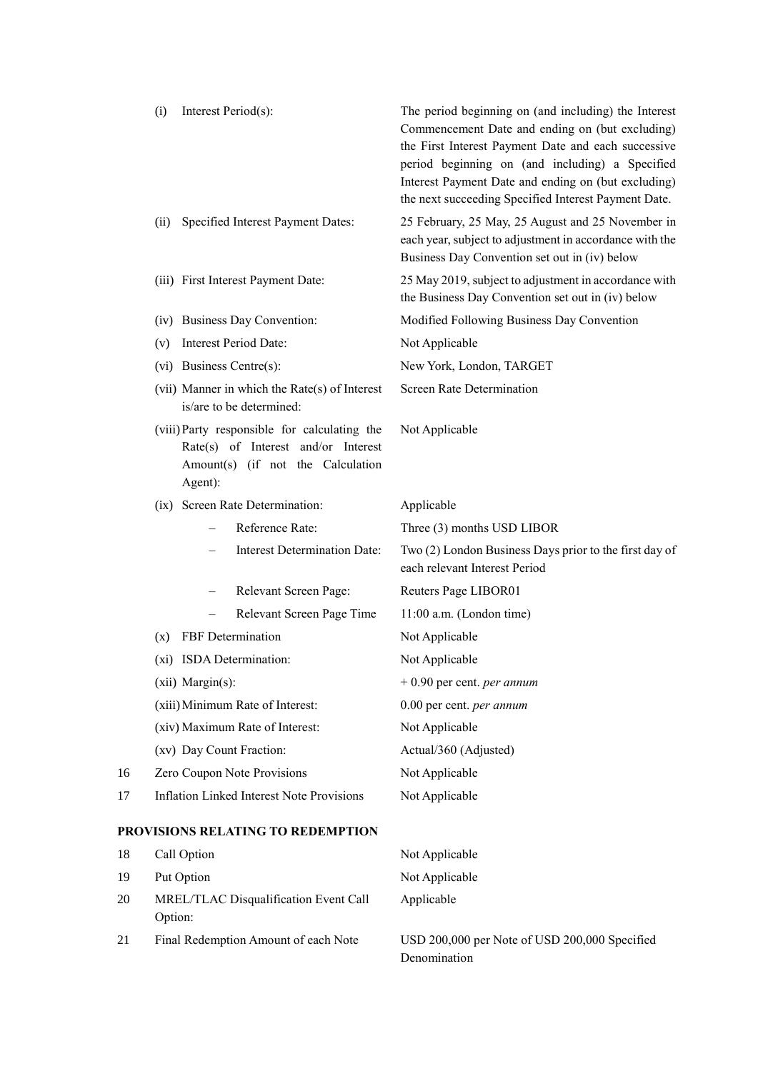| | | |
|---|---|---|
| | (i) Interest Period(s): | The period beginning on (and including) the Interest Commencement Date and ending on (but excluding) the First Interest Payment Date and each successive period beginning on (and including) a Specified Interest Payment Date and ending on (but excluding) the next succeeding Specified Interest Payment Date. |
| | (ii) Specified Interest Payment Dates: | 25 February, 25 May, 25 August and 25 November in each year, subject to adjustment in accordance with the Business Day Convention set out in (iv) below |
| | (iii) First Interest Payment Date: | 25 May 2019, subject to adjustment in accordance with the Business Day Convention set out in (iv) below |
| | (iv) Business Day Convention: | Modified Following Business Day Convention |
| | (v) Interest Period Date: | Not Applicable |
| | (vi) Business Centre(s): | New York, London, TARGET |
| | (vii) Manner in which the Rate(s) of Interest is/are to be determined: | Screen Rate Determination |
| | (viii) Party responsible for calculating the Rate(s) of Interest and/or Interest Amount(s) (if not the Calculation Agent): | Not Applicable |
| | (ix) Screen Rate Determination: | Applicable |
| | – Reference Rate: | Three (3) months USD LIBOR |
| | – Interest Determination Date: | Two (2) London Business Days prior to the first day of each relevant Interest Period |
| | – Relevant Screen Page: | Reuters Page LIBOR01 |
| | – Relevant Screen Page Time | 11:00 a.m. (London time) |
| | (x) FBF Determination | Not Applicable |
| | (xi) ISDA Determination: | Not Applicable |
| | (xii) Margin(s): | + 0.90 per cent. *per annum* |
| | (xiii) Minimum Rate of Interest: | 0.00 per cent. *per annum* |
| | (xiv) Maximum Rate of Interest: | Not Applicable |
| | (xv) Day Count Fraction: | Actual/360 (Adjusted) |
| 16 | Zero Coupon Note Provisions | Not Applicable |
| 17 | Inflation Linked Interest Note Provisions | Not Applicable |

**PROVISIONS RELATING TO REDEMPTION**

| | | |
|---|---|---|
| 18 | Call Option | Not Applicable |
| 19 | Put Option | Not Applicable |
| 20 | MREL/TLAC Disqualification Event Call Option: | Applicable |
| 21 | Final Redemption Amount of each Note | USD 200,000 per Note of USD 200,000 Specified Denomination |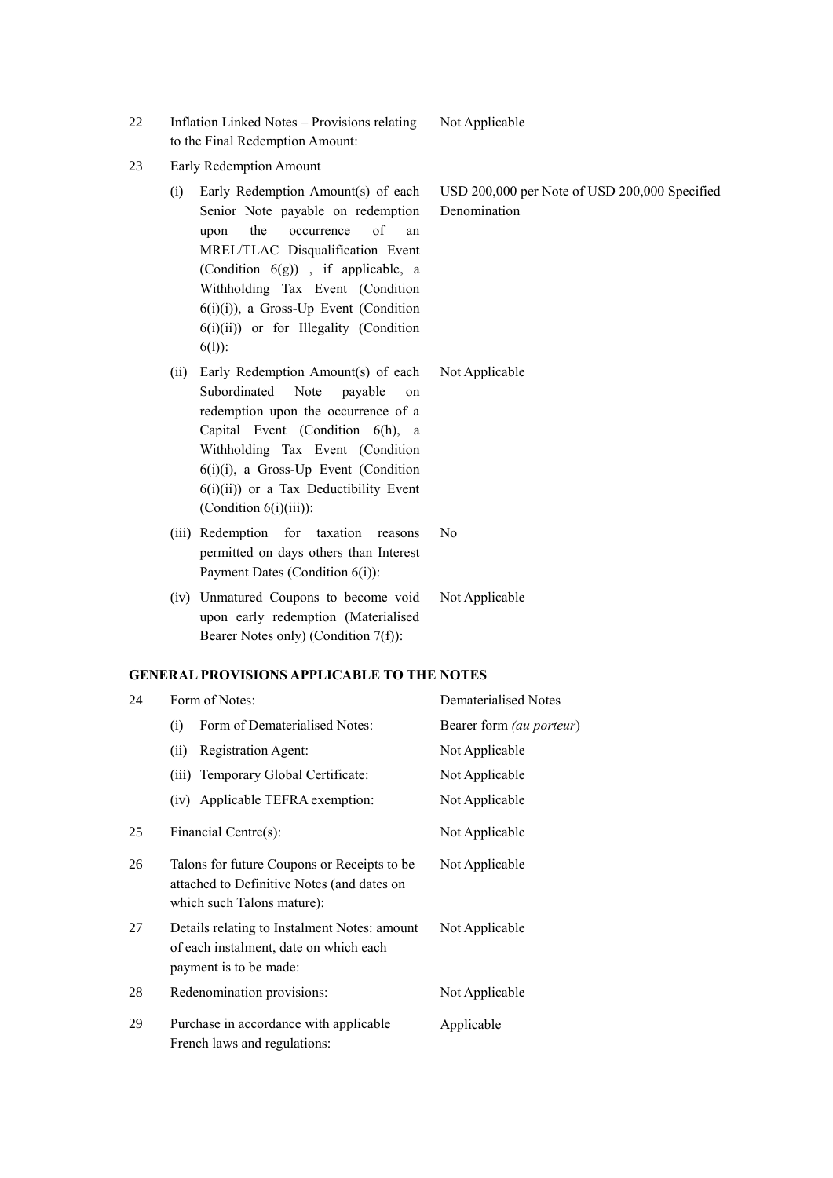| | | |
|---|---|---|
| 22 | Inflation Linked Notes – Provisions relating to the Final Redemption Amount: | Not Applicable |
| 23 | Early Redemption Amount | |
| | (i) Early Redemption Amount(s) of each Senior Note payable on redemption upon the occurrence of an MREL/TLAC Disqualification Event (Condition 6(g)) , if applicable, a Withholding Tax Event (Condition 6(i)(i)), a Gross-Up Event (Condition 6(i)(ii)) or for Illegality (Condition 6(l)): | USD 200,000 per Note of USD 200,000 Specified Denomination |
| | (ii) Early Redemption Amount(s) of each Subordinated Note payable on redemption upon the occurrence of a Capital Event (Condition 6(h), a Withholding Tax Event (Condition 6(i)(i), a Gross-Up Event (Condition 6(i)(ii)) or a Tax Deductibility Event (Condition 6(i)(iii)): | Not Applicable |
| | (iii) Redemption for taxation reasons permitted on days others than Interest Payment Dates (Condition 6(i)): | No |
| | (iv) Unmatured Coupons to become void upon early redemption (Materialised Bearer Notes only) (Condition 7(f)): | Not Applicable |

**GENERAL PROVISIONS APPLICABLE TO THE NOTES**

| | | |
|---|---|---|
| 24 | Form of Notes: | Dematerialised Notes |
| | (i) Form of Dematerialised Notes: | Bearer form *(au porteur)* |
| | (ii) Registration Agent: | Not Applicable |
| | (iii) Temporary Global Certificate: | Not Applicable |
| | (iv) Applicable TEFRA exemption: | Not Applicable |
| 25 | Financial Centre(s): | Not Applicable |
| 26 | Talons for future Coupons or Receipts to be attached to Definitive Notes (and dates on which such Talons mature): | Not Applicable |
| 27 | Details relating to Instalment Notes: amount of each instalment, date on which each payment is to be made: | Not Applicable |
| 28 | Redenomination provisions: | Not Applicable |
| 29 | Purchase in accordance with applicable French laws and regulations: | Applicable |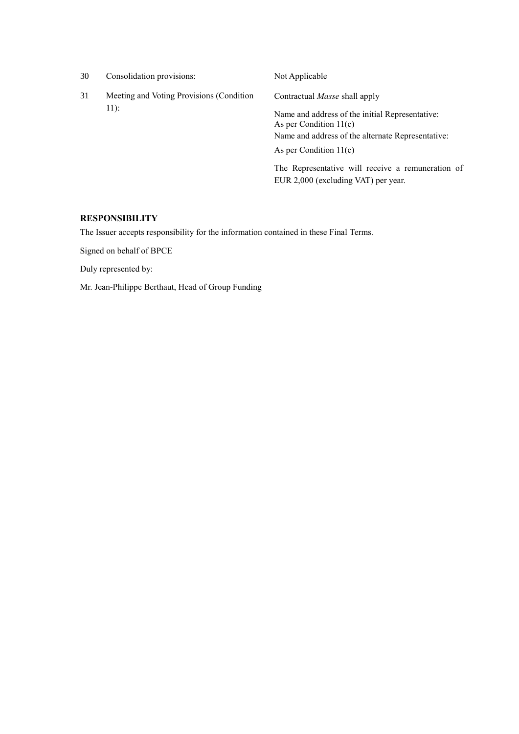| | | |
|---|---|---|
| 30 | Consolidation provisions: | Not Applicable |
| 31 | Meeting and Voting Provisions (Condition 11): | Contractual *Masse* shall apply<br><br>Name and address of the initial Representative:<br>As per Condition 11(c)<br>Name and address of the alternate Representative:<br>As per Condition 11(c)<br><br>The Representative will receive a remuneration of EUR 2,000 (excluding VAT) per year. |

**RESPONSIBILITY**

The Issuer accepts responsibility for the information contained in these Final Terms.

Signed on behalf of BPCE

Duly represented by:

Mr. Jean-Philippe Berthaut, Head of Group Funding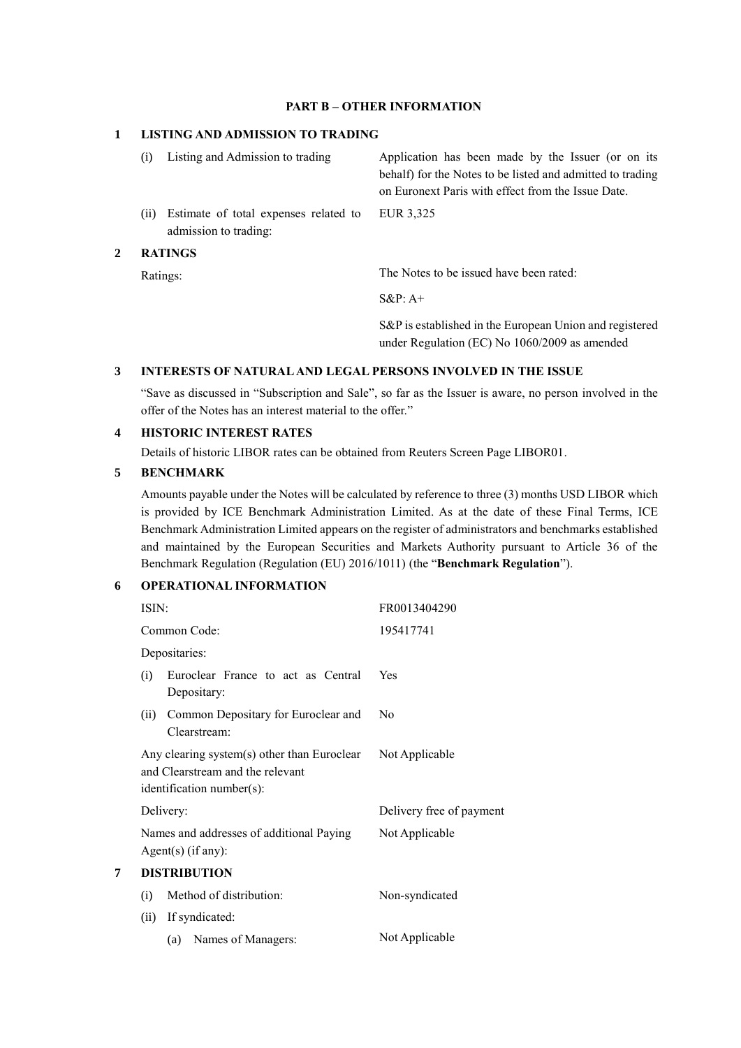## PART B – OTHER INFORMATION

### 1 LISTING AND ADMISSION TO TRADING

| | |
|---|---|
| (i) Listing and Admission to trading | Application has been made by the Issuer (or on its behalf) for the Notes to be listed and admitted to trading on Euronext Paris with effect from the Issue Date. |
| (ii) Estimate of total expenses related to admission to trading: | EUR 3,325 |

### 2 RATINGS

| | |
|---|---|
| Ratings: | The Notes to be issued have been rated: |
| | S&P: A+ |
| | S&P is established in the European Union and registered under Regulation (EC) No 1060/2009 as amended |

### 3 INTERESTS OF NATURAL AND LEGAL PERSONS INVOLVED IN THE ISSUE

"Save as discussed in "Subscription and Sale", so far as the Issuer is aware, no person involved in the offer of the Notes has an interest material to the offer."

### 4 HISTORIC INTEREST RATES

Details of historic LIBOR rates can be obtained from Reuters Screen Page LIBOR01.

### 5 BENCHMARK

Amounts payable under the Notes will be calculated by reference to three (3) months USD LIBOR which is provided by ICE Benchmark Administration Limited. As at the date of these Final Terms, ICE Benchmark Administration Limited appears on the register of administrators and benchmarks established and maintained by the European Securities and Markets Authority pursuant to Article 36 of the Benchmark Regulation (Regulation (EU) 2016/1011) (the "**Benchmark Regulation**").

### 6 OPERATIONAL INFORMATION

| | |
|---|---|
| ISIN: | FR0013404290 |
| Common Code: | 195417741 |
| Depositaries: | |
| (i) Euroclear France to act as Central Depositary: | Yes |
| (ii) Common Depositary for Euroclear and Clearstream: | No |
| Any clearing system(s) other than Euroclear and Clearstream and the relevant identification number(s): | Not Applicable |
| Delivery: | Delivery free of payment |
| Names and addresses of additional Paying Agent(s) (if any): | Not Applicable |

### 7 DISTRIBUTION

| | |
|---|---|
| (i) Method of distribution: | Non-syndicated |
| (ii) If syndicated: | |
| (a) Names of Managers: | Not Applicable |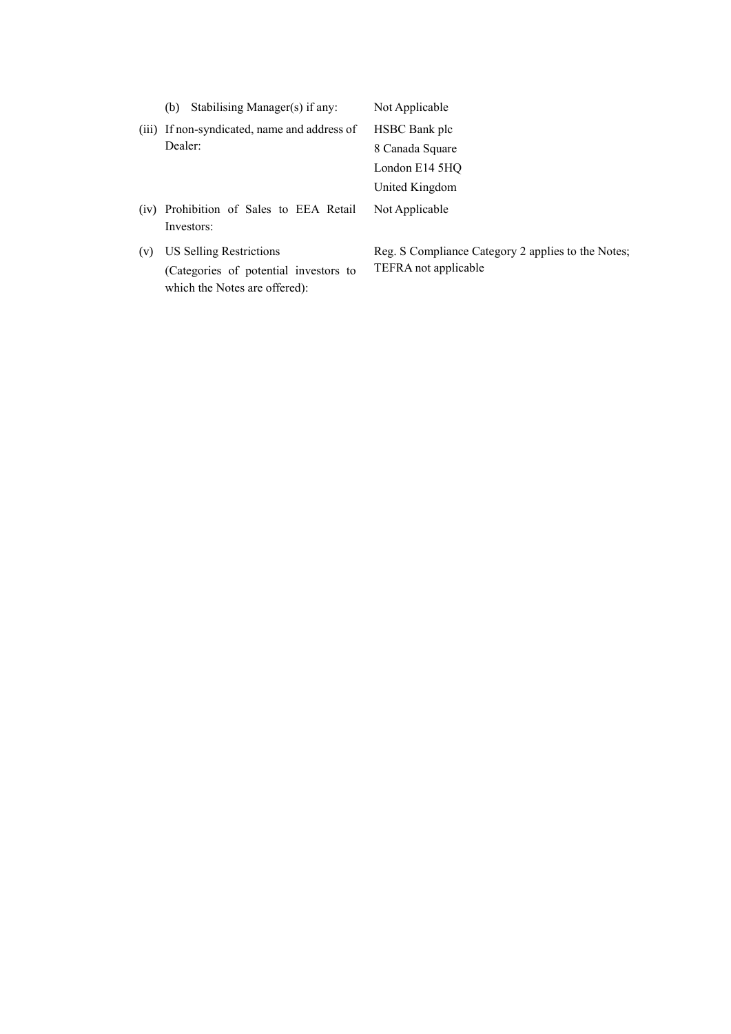| | | |
|---|---|---|
| | (b) Stabilising Manager(s) if any: | Not Applicable |
| (iii) | If non-syndicated, name and address of Dealer: | HSBC Bank plc<br>8 Canada Square<br>London E14 5HQ<br>United Kingdom |
| (iv) | Prohibition of Sales to EEA Retail Investors: | Not Applicable |
| (v) | US Selling Restrictions<br>(Categories of potential investors to which the Notes are offered): | Reg. S Compliance Category 2 applies to the Notes; TEFRA not applicable |